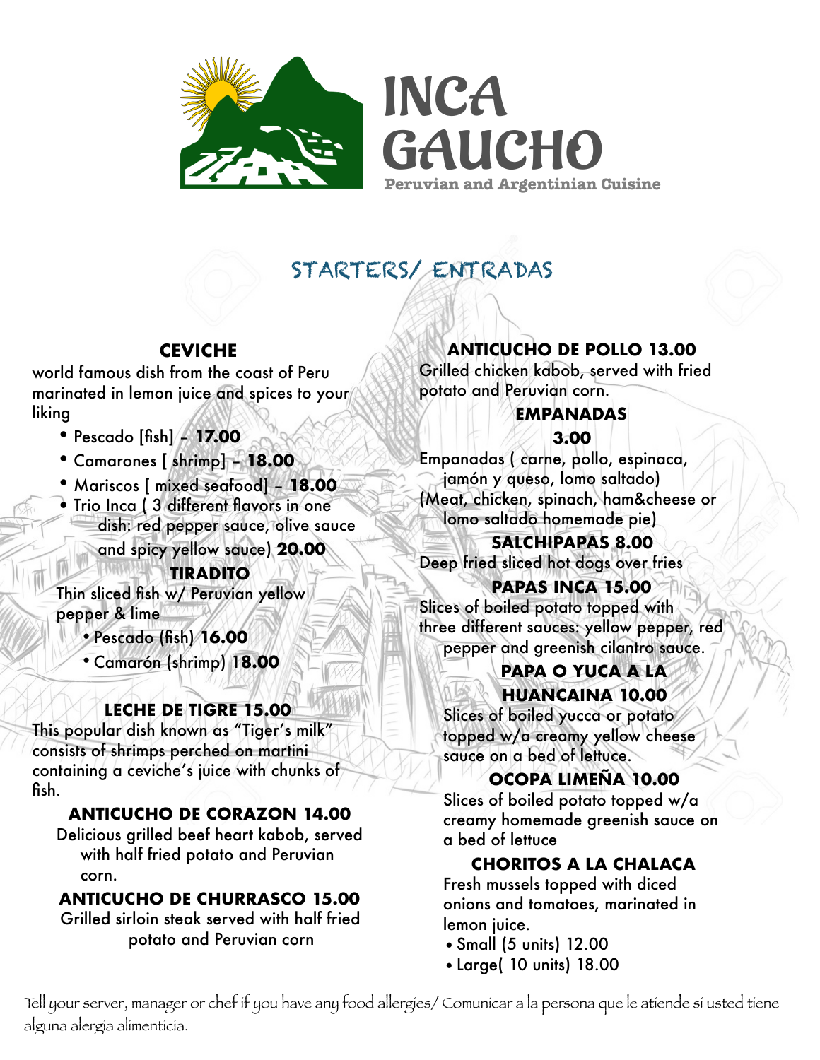# INCA GAUCHO

Peruvian and Argentinian Cuisine

## STARTERS/ ENTRADAS

### CEVICHE

world famous dish from the coast of Peru marinated in lemon juice and spices to your liking

- Pescado [fish] – **17.00**
- Camarones [ shrimp] – **18.00**
- Mariscos [ mixed seafood] – **18.00**
- Trio Inca ( 3 different flavors in one dish: red pepper sauce, olive sauce and spicy yellow sauce) **20.00**

### TIRADITO

Thin sliced fish w/ Peruvian yellow pepper & lime

- Pescado (fish) **16.00**
- Camarón (shrimp) **18.00**

### LECHE DE TIGRE 15.00

This popular dish known as "Tiger's milk" consists of shrimps perched on martini containing a ceviche's juice with chunks of fish.

### ANTICUCHO DE CORAZON 14.00

Delicious grilled beef heart kabob, served with half fried potato and Peruvian corn.

### ANTICUCHO DE CHURRASCO 15.00

Grilled sirloin steak served with half fried potato and Peruvian corn

### ANTICUCHO DE POLLO 13.00

Grilled chicken kabob, served with fried potato and Peruvian corn.

### EMPANADAS 3.00

Empanadas ( carne, pollo, espinaca, jamón y queso, lomo saltado)
(Meat, chicken, spinach, ham&cheese or lomo saltado homemade pie)

### SALCHIPAPAS 8.00

Deep fried sliced hot dogs over fries

### PAPAS INCA 15.00

Slices of boiled potato topped with three different sauces: yellow pepper, red pepper and greenish cilantro sauce.

### PAPA O YUCA A LA HUANCAINA 10.00

Slices of boiled yucca or potato topped w/a creamy yellow cheese sauce on a bed of lettuce.

### OCOPA LIMEÑA 10.00

Slices of boiled potato topped w/a creamy homemade greenish sauce on a bed of lettuce

### CHORITOS A LA CHALACA

Fresh mussels topped with diced onions and tomatoes, marinated in lemon juice.

- Small (5 units) 12.00
- Large( 10 units) 18.00

Tell your server, manager or chef if you have any food allergies/ Comunicar a la persona que le atiende si usted tiene alguna alergia alimenticia.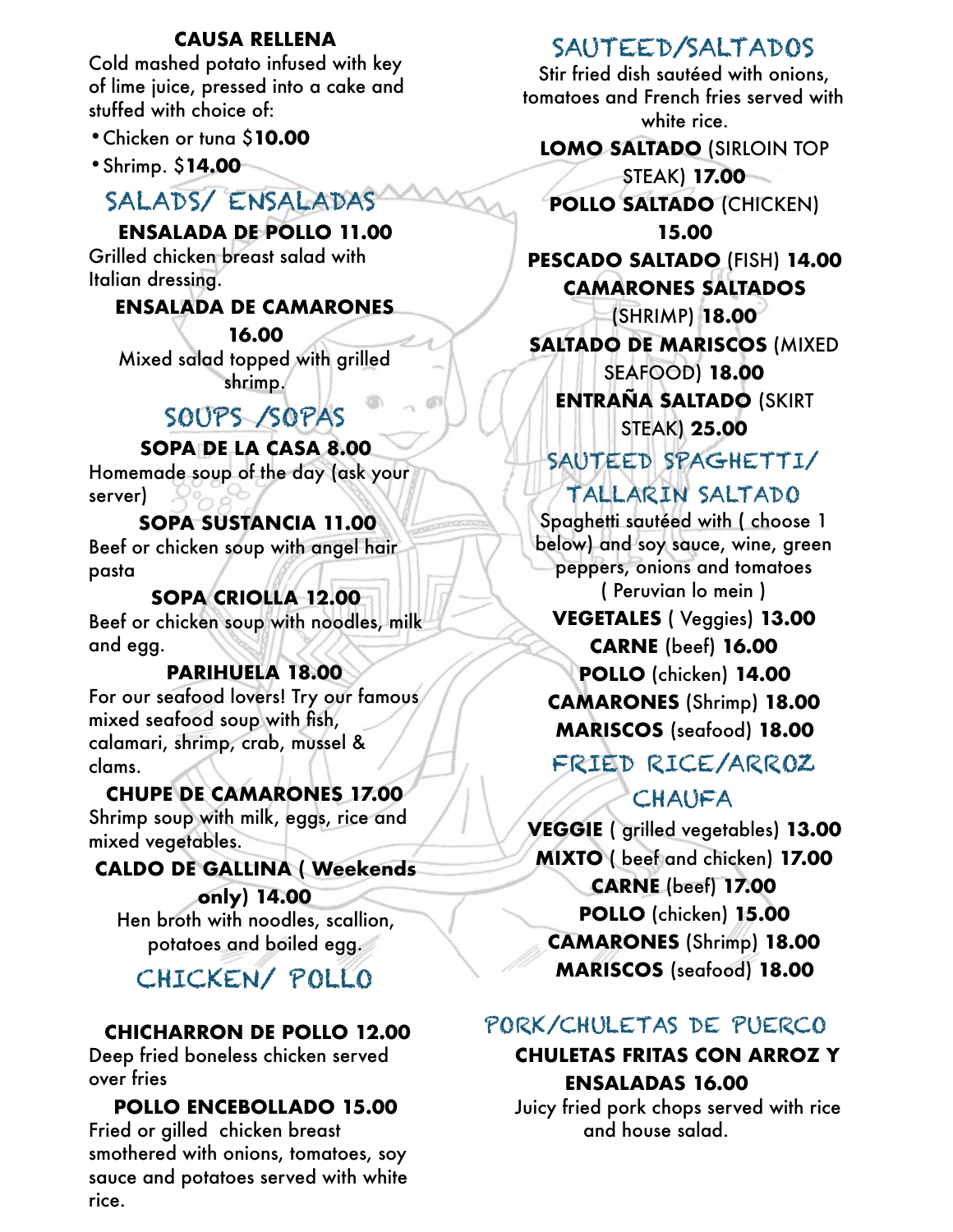**CAUSA RELLENA**

Cold mashed potato infused with key of lime juice, pressed into a cake and stuffed with choice of:

- Chicken or tuna $**10.00**
- Shrimp. $**14.00**

## SALADS/ ENSALADAS

**ENSALADA DE POLLO 11.00**

Grilled chicken breast salad with Italian dressing.

**ENSALADA DE CAMARONES 16.00**

Mixed salad topped with grilled shrimp.

## SOUPS /SOPAS

**SOPA DE LA CASA 8.00**

Homemade soup of the day (ask your server)

**SOPA SUSTANCIA 11.00**

Beef or chicken soup with angel hair pasta

**SOPA CRIOLLA 12.00**

Beef or chicken soup with noodles, milk and egg.

**PARIHUELA 18.00**

For our seafood lovers! Try our famous mixed seafood soup with fish, calamari, shrimp, crab, mussel & clams.

**CHUPE DE CAMARONES 17.00**

Shrimp soup with milk, eggs, rice and mixed vegetables.

**CALDO DE GALLINA ( Weekends only) 14.00**

Hen broth with noodles, scallion, potatoes and boiled egg.

## CHICKEN/ POLLO

**CHICHARRON DE POLLO 12.00**

Deep fried boneless chicken served over fries

**POLLO ENCEBOLLADO 15.00**

Fried or gilled chicken breast smothered with onions, tomatoes, soy sauce and potatoes served with white rice.

## SAUTEED/SALTADOS

Stir fried dish sautéed with onions, tomatoes and French fries served with white rice.

**LOMO SALTADO** (SIRLOIN TOP STEAK) **17.00**

**POLLO SALTADO** (CHICKEN) **15.00**

**PESCADO SALTADO** (FISH) **14.00**

**CAMARONES SALTADOS** (SHRIMP) **18.00**

**SALTADO DE MARISCOS** (MIXED SEAFOOD) **18.00**

**ENTRAÑA SALTADO** (SKIRT STEAK) **25.00**

## SAUTEED SPAGHETTI/ TALLARIN SALTADO

Spaghetti sautéed with ( choose 1 below) and soy sauce, wine, green peppers, onions and tomatoes ( Peruvian lo mein )

**VEGETALES** ( Veggies) **13.00**

**CARNE** (beef) **16.00**

**POLLO** (chicken) **14.00**

**CAMARONES** (Shrimp) **18.00**

**MARISCOS** (seafood) **18.00**

## FRIED RICE/ARROZ CHAUFA

**VEGGIE** ( grilled vegetables) **13.00**

**MIXTO** ( beef and chicken) **17.00**

**CARNE** (beef) **17.00**

**POLLO** (chicken) **15.00**

**CAMARONES** (Shrimp) **18.00**

**MARISCOS** (seafood) **18.00**

## PORK/CHULETAS DE PUERCO

**CHULETAS FRITAS CON ARROZ Y ENSALADAS 16.00**

Juicy fried pork chops served with rice and house salad.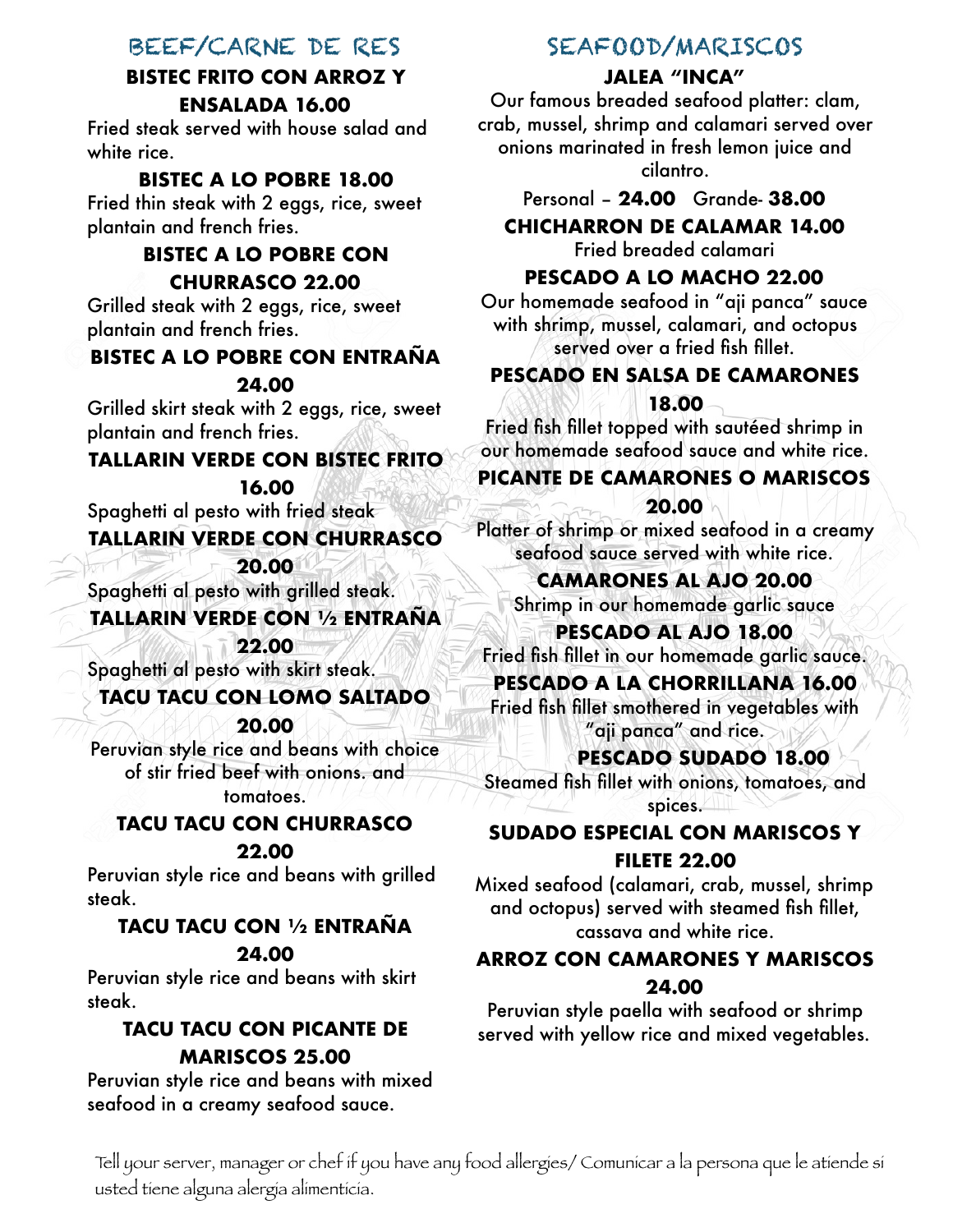## BEEF/CARNE DE RES

### BISTEC FRITO CON ARROZ Y ENSALADA 16.00

Fried steak served with house salad and white rice.

### BISTEC A LO POBRE 18.00

Fried thin steak with 2 eggs, rice, sweet plantain and french fries.

### BISTEC A LO POBRE CON CHURRASCO 22.00

Grilled steak with 2 eggs, rice, sweet plantain and french fries.

### BISTEC A LO POBRE CON ENTRAÑA 24.00

Grilled skirt steak with 2 eggs, rice, sweet plantain and french fries.

### TALLARIN VERDE CON BISTEC FRITO 16.00

Spaghetti al pesto with fried steak

### TALLARIN VERDE CON CHURRASCO 20.00

Spaghetti al pesto with grilled steak.

### TALLARIN VERDE CON ½ ENTRAÑA 22.00

Spaghetti al pesto with skirt steak.

### TACU TACU CON LOMO SALTADO 20.00

Peruvian style rice and beans with choice of stir fried beef with onions. and tomatoes.

### TACU TACU CON CHURRASCO 22.00

Peruvian style rice and beans with grilled steak.

### TACU TACU CON ½ ENTRAÑA 24.00

Peruvian style rice and beans with skirt steak.

### TACU TACU CON PICANTE DE MARISCOS 25.00

Peruvian style rice and beans with mixed seafood in a creamy seafood sauce.

## SEAFOOD/MARISCOS

### JALEA "INCA"

Our famous breaded seafood platter: clam, crab, mussel, shrimp and calamari served over onions marinated in fresh lemon juice and cilantro.

Personal – **24.00** Grande- **38.00**

### CHICHARRON DE CALAMAR 14.00

Fried breaded calamari

### PESCADO A LO MACHO 22.00

Our homemade seafood in "aji panca" sauce with shrimp, mussel, calamari, and octopus served over a fried fish fillet.

### PESCADO EN SALSA DE CAMARONES 18.00

Fried fish fillet topped with sautéed shrimp in our homemade seafood sauce and white rice.

### PICANTE DE CAMARONES O MARISCOS 20.00

Platter of shrimp or mixed seafood in a creamy seafood sauce served with white rice.

### CAMARONES AL AJO 20.00

Shrimp in our homemade garlic sauce

### PESCADO AL AJO 18.00

Fried fish fillet in our homemade garlic sauce.

### PESCADO A LA CHORRILLANA 16.00

Fried fish fillet smothered in vegetables with "aji panca" and rice.

### PESCADO SUDADO 18.00

Steamed fish fillet with onions, tomatoes, and spices.

### SUDADO ESPECIAL CON MARISCOS Y FILETE 22.00

Mixed seafood (calamari, crab, mussel, shrimp and octopus) served with steamed fish fillet, cassava and white rice.

### ARROZ CON CAMARONES Y MARISCOS 24.00

Peruvian style paella with seafood or shrimp served with yellow rice and mixed vegetables.

Tell your server, manager or chef if you have any food allergies/ Comunicar a la persona que le atiende si usted tiene alguna alergia alimenticia.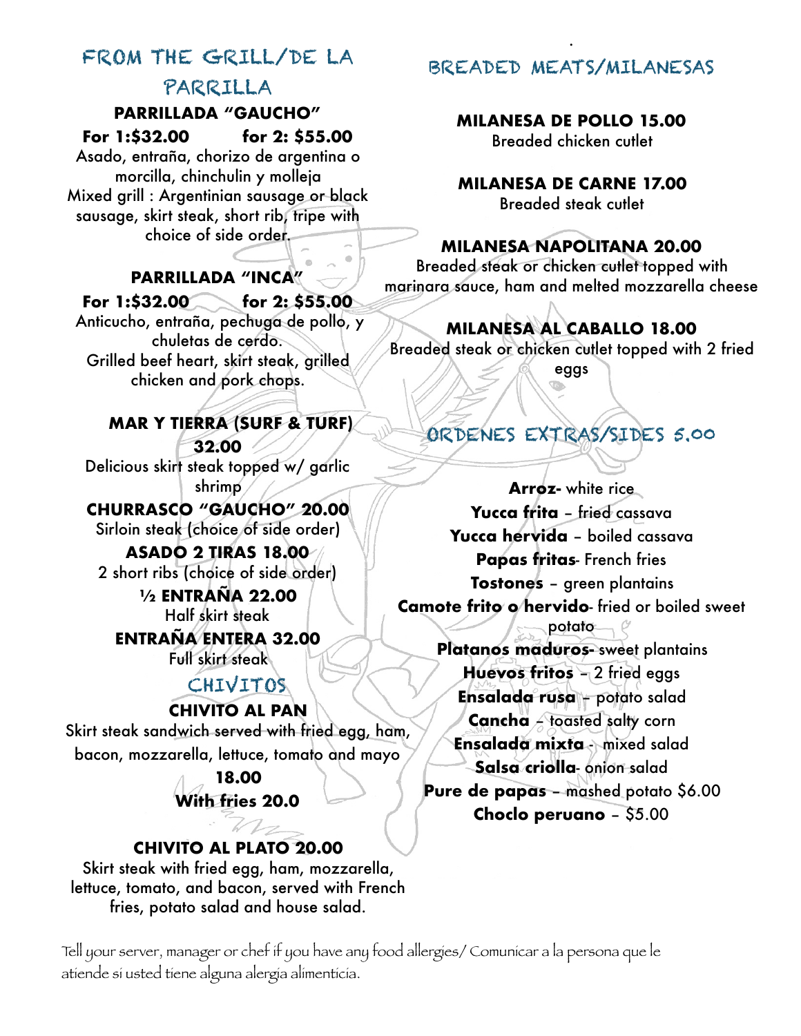## FROM THE GRILL/DE LA PARRILLA

**PARRILLADA "GAUCHO"**

**For 1:$32.00** **for 2: $55.00**

Asado, entraña, chorizo de argentina o morcilla, chinchulin y molleja

Mixed grill : Argentinian sausage or black sausage, skirt steak, short rib, tripe with choice of side order.

**PARRILLADA "INCA"**

**For 1:$32.00** **for 2: $55.00**

Anticucho, entraña, pechuga de pollo, y chuletas de cerdo.

Grilled beef heart, skirt steak, grilled chicken and pork chops.

**MAR Y TIERRA (SURF & TURF) 32.00**

Delicious skirt steak topped w/ garlic shrimp

**CHURRASCO "GAUCHO" 20.00**

Sirloin steak (choice of side order)

**ASADO 2 TIRAS 18.00**

2 short ribs (choice of side order)

**½ ENTRAÑA 22.00**

Half skirt steak

**ENTRAÑA ENTERA 32.00**

Full skirt steak

## CHIVITOS

**CHIVITO AL PAN**

Skirt steak sandwich served with fried egg, ham, bacon, mozzarella, lettuce, tomato and mayo

**18.00**

**With fries 20.0**

**CHIVITO AL PLATO 20.00**

Skirt steak with fried egg, ham, mozzarella, lettuce, tomato, and bacon, served with French fries, potato salad and house salad.

## BREADED MEATS/MILANESAS

**MILANESA DE POLLO 15.00**

Breaded chicken cutlet

**MILANESA DE CARNE 17.00**

Breaded steak cutlet

**MILANESA NAPOLITANA 20.00**

Breaded steak or chicken cutlet topped with marinara sauce, ham and melted mozzarella cheese

**MILANESA AL CABALLO 18.00**

Breaded steak or chicken cutlet topped with 2 fried eggs

## ORDENES EXTRAS/SIDES 5.00

**Arroz-** white rice

**Yucca frita** – fried cassava

**Yucca hervida** – boiled cassava

**Papas fritas**- French fries

**Tostones** – green plantains

**Camote frito o hervido**- fried or boiled sweet potato

**Platanos maduros-** sweet plantains

**Huevos fritos** – 2 fried eggs

**Ensalada rusa** – potato salad

**Cancha** – toasted salty corn

**Ensalada mixta** - mixed salad

**Salsa criolla**- onion salad

**Pure de papas** – mashed potato $6.00

**Choclo peruano** – $5.00

Tell your server, manager or chef if you have any food allergies/ Comunicar a la persona que le atiende si usted tiene alguna alergia alimenticia.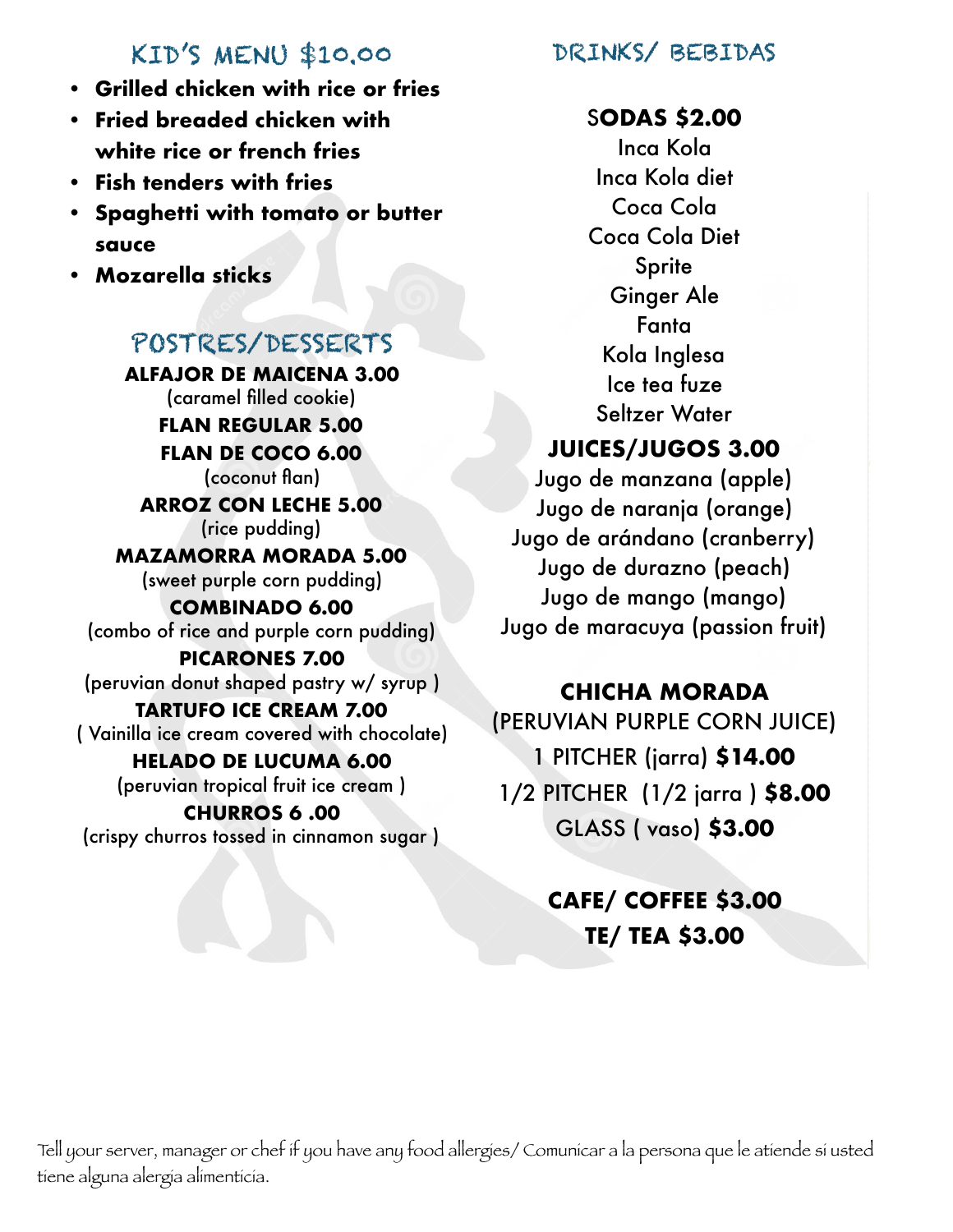## KID'S MENU $10.00

- **Grilled chicken with rice or fries**
- **Fried breaded chicken with white rice or french fries**
- **Fish tenders with fries**
- **Spaghetti with tomato or butter sauce**
- **Mozarella sticks**

## POSTRES/DESSERTS

**ALFAJOR DE MAICENA 3.00**
(caramel filled cookie)

**FLAN REGULAR 5.00**

**FLAN DE COCO 6.00**
(coconut flan)

**ARROZ CON LECHE 5.00**
(rice pudding)

**MAZAMORRA MORADA 5.00**
(sweet purple corn pudding)

**COMBINADO 6.00**
(combo of rice and purple corn pudding)

**PICARONES 7.00**
(peruvian donut shaped pastry w/ syrup )

**TARTUFO ICE CREAM 7.00**
( Vainilla ice cream covered with chocolate)

**HELADO DE LUCUMA 6.00**
(peruvian tropical fruit ice cream )

**CHURROS 6 .00**
(crispy churros tossed in cinnamon sugar )

## DRINKS/ BEBIDAS

**SODAS $2.00**

Inca Kola
Inca Kola diet
Coca Cola
Coca Cola Diet
Sprite
Ginger Ale
Fanta
Kola Inglesa
Ice tea fuze
Seltzer Water

**JUICES/JUGOS 3.00**

Jugo de manzana (apple)
Jugo de naranja (orange)
Jugo de arándano (cranberry)
Jugo de durazno (peach)
Jugo de mango (mango)
Jugo de maracuya (passion fruit)

**CHICHA MORADA**
(PERUVIAN PURPLE CORN JUICE)
1 PITCHER (jarra) **$14.00**
1/2 PITCHER (1/2 jarra ) **$8.00**
GLASS ( vaso) **$3.00**

**CAFE/ COFFEE $3.00**
**TE/ TEA $3.00**

Tell your server, manager or chef if you have any food allergies/ Comunicar a la persona que le atiende si usted tiene alguna alergia alimenticia.